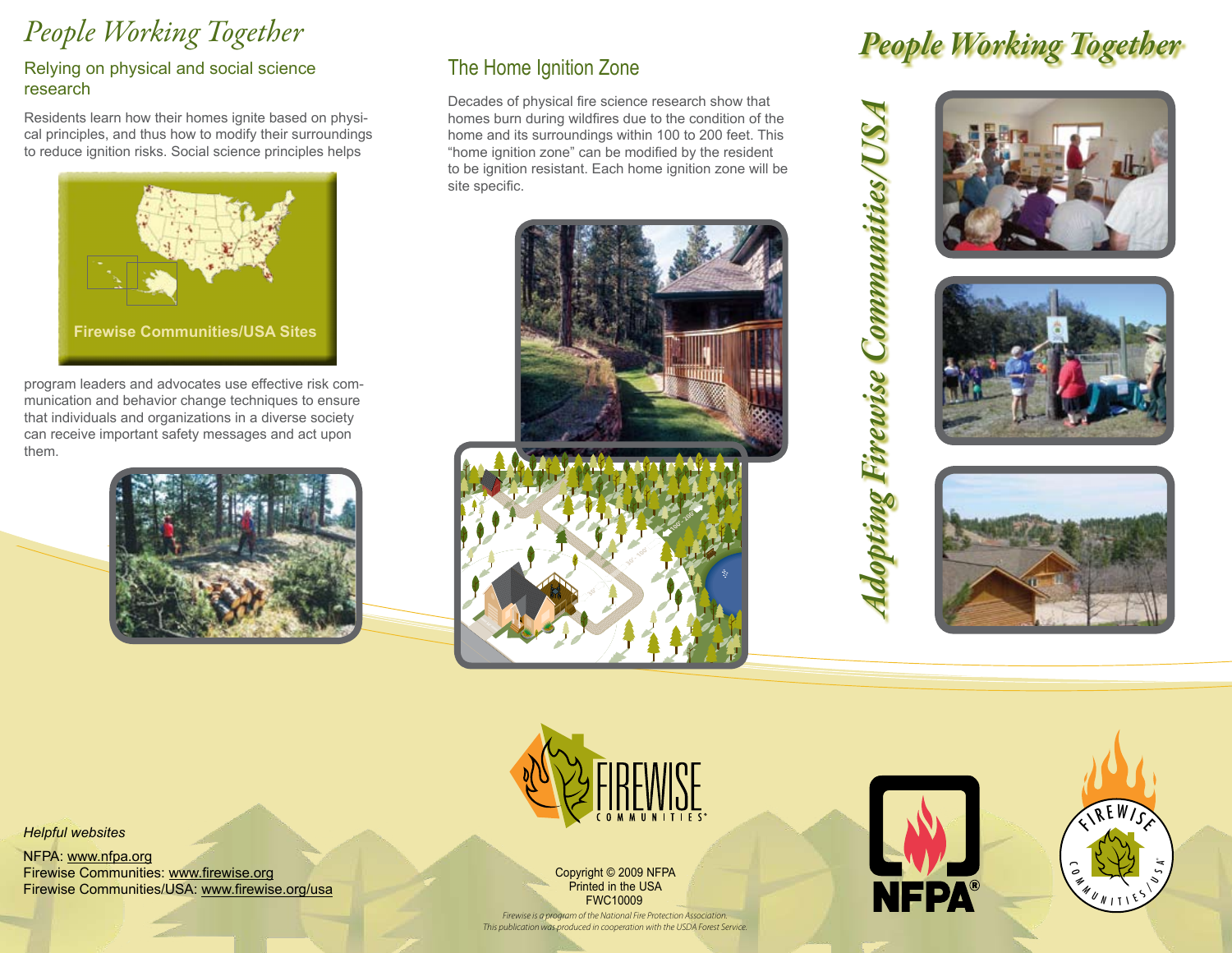# People Working Together

## Relying on physical and social science research

Residents learn how their homes ignite based on physical principles, and thus how to modify their surroundings to reduce ignition risks. Social science principles helps program leaders and advocates use effective risk communication and behavior change techniques to ensure that individuals and organizations in a diverse society can receive important safety messages and act upon them.

Firewise Communities/USA Sites

## The Home Ignition Zone

Decades of physical fire science research show that homes burn during wildfires due to the condition of the home and its surroundings within 100 to 200 feet. This "home ignition zone" can be modified by the resident to be ignition resistant. Each home ignition zone will be site specific.

*Helpful websites*

NFPA: www.nfpa.org
Firewise Communities: www.firewise.org
Firewise Communities/USA: www.firewise.org/usa

Copyright © 2009 NFPA
Printed in the USA
FWC10009

*Firewise is a program of the National Fire Protection Association.*
*This publication was produced in cooperation with the USDA Forest Service.*

# People Working Together

## *Adopting Firewise Communities/USA*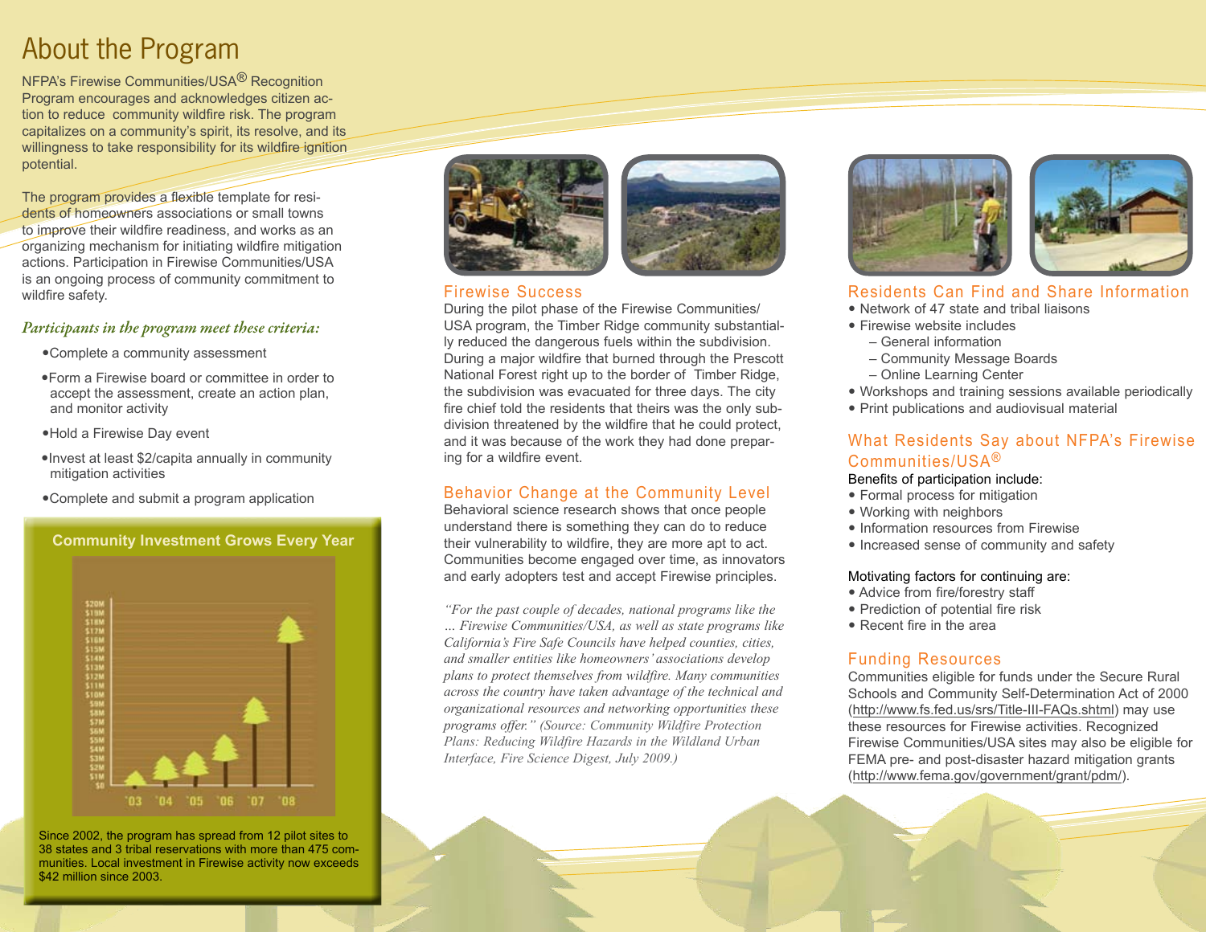# About the Program

NFPA's Firewise Communities/USA® Recognition Program encourages and acknowledges citizen action to reduce community wildfire risk. The program capitalizes on a community's spirit, its resolve, and its willingness to take responsibility for its wildfire ignition potential.

The program provides a flexible template for residents of homeowners associations or small towns to improve their wildfire readiness, and works as an organizing mechanism for initiating wildfire mitigation actions. Participation in Firewise Communities/USA is an ongoing process of community commitment to wildfire safety.

### *Participants in the program meet these criteria:*

- Complete a community assessment
- Form a Firewise board or committee in order to accept the assessment, create an action plan, and monitor activity
- Hold a Firewise Day event
- Invest at least $2/capita annually in community mitigation activities
- Complete and submit a program application

**Community Investment Grows Every Year**

$20M
$19M
$18M
$17M
$16M
$15M
$14M
$13M
$12M
$11M
$10M
$9M
$8M
$7M
$6M
$5M
$4M
$3M
$2M
$1M
$0

'03 '04 '05 '06 '07 '08

Since 2002, the program has spread from 12 pilot sites to 38 states and 3 tribal reservations with more than 475 communities. Local investment in Firewise activity now exceeds $42 million since 2003.

## Firewise Success

During the pilot phase of the Firewise Communities/USA program, the Timber Ridge community substantially reduced the dangerous fuels within the subdivision. During a major wildfire that burned through the Prescott National Forest right up to the border of Timber Ridge, the subdivision was evacuated for three days. The city fire chief told the residents that theirs was the only subdivision threatened by the wildfire that he could protect, and it was because of the work they had done preparing for a wildfire event.

## Behavior Change at the Community Level

Behavioral science research shows that once people understand there is something they can do to reduce their vulnerability to wildfire, they are more apt to act. Communities become engaged over time, as innovators and early adopters test and accept Firewise principles.

*"For the past couple of decades, national programs like the ... Firewise Communities/USA, as well as state programs like California's Fire Safe Councils have helped counties, cities, and smaller entities like homeowners' associations develop plans to protect themselves from wildfire. Many communities across the country have taken advantage of the technical and organizational resources and networking opportunities these programs offer." (Source: Community Wildfire Protection Plans: Reducing Wildfire Hazards in the Wildland Urban Interface, Fire Science Digest, July 2009.)*

## Residents Can Find and Share Information

- Network of 47 state and tribal liaisons
- Firewise website includes
  - General information
  - Community Message Boards
  - Online Learning Center
- Workshops and training sessions available periodically
- Print publications and audiovisual material

## What Residents Say about NFPA's Firewise Communities/USA®

Benefits of participation include:

- Formal process for mitigation
- Working with neighbors
- Information resources from Firewise
- Increased sense of community and safety

Motivating factors for continuing are:

- Advice from fire/forestry staff
- Prediction of potential fire risk
- Recent fire in the area

## Funding Resources

Communities eligible for funds under the Secure Rural Schools and Community Self-Determination Act of 2000 (http://www.fs.fed.us/srs/Title-III-FAQs.shtml) may use these resources for Firewise activities. Recognized Firewise Communities/USA sites may also be eligible for FEMA pre- and post-disaster hazard mitigation grants (http://www.fema.gov/government/grant/pdm/).